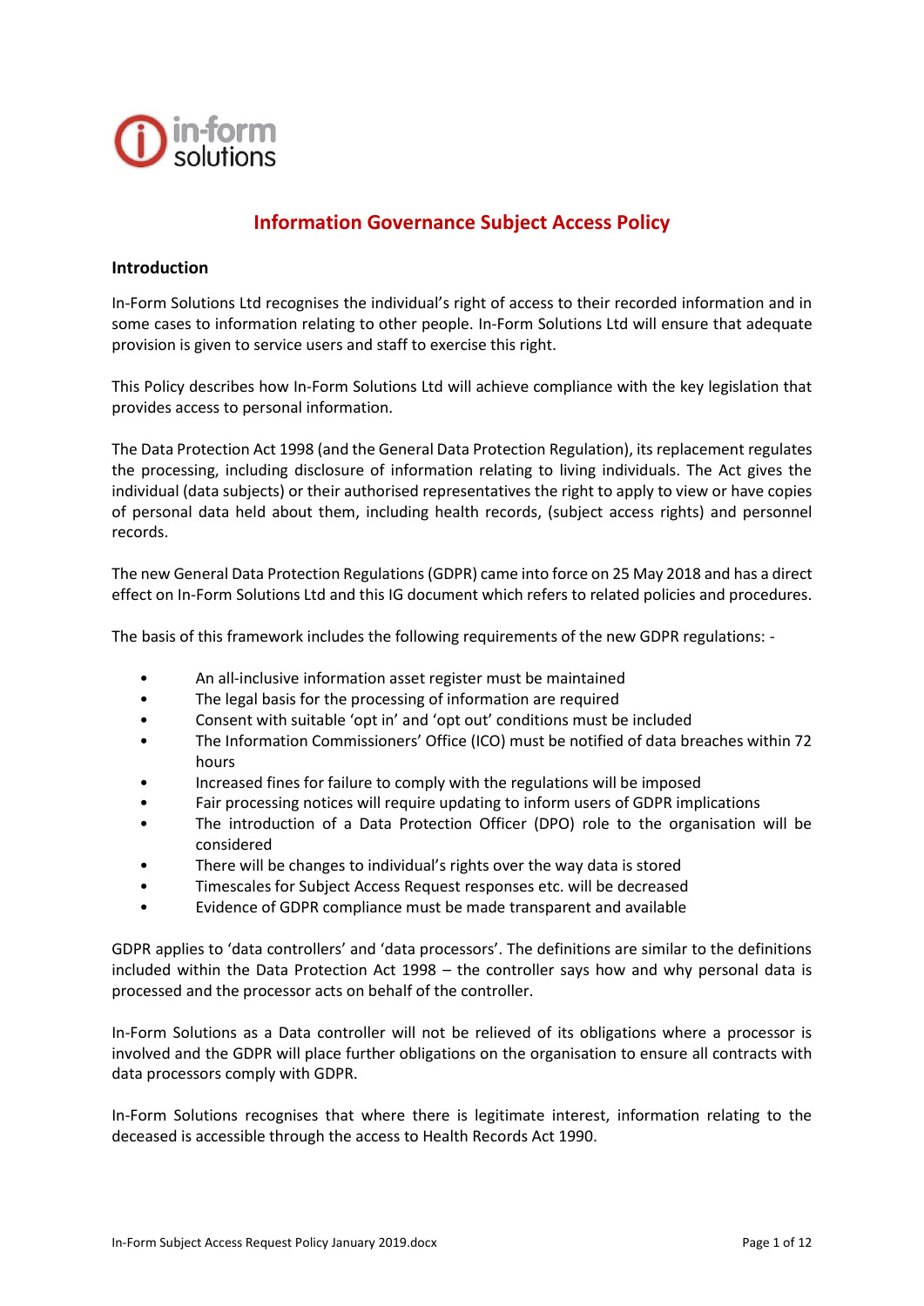# Information Governance Subject Access Policy

## Introduction

In-Form Solutions Ltd recognises the individual's right of access to their recorded information and in some cases to information relating to other people. In-Form Solutions Ltd will ensure that adequate provision is given to service users and staff to exercise this right.

This Policy describes how In-Form Solutions Ltd will achieve compliance with the key legislation that provides access to personal information.

The Data Protection Act 1998 (and the General Data Protection Regulation), its replacement regulates the processing, including disclosure of information relating to living individuals. The Act gives the individual (data subjects) or their authorised representatives the right to apply to view or have copies of personal data held about them, including health records, (subject access rights) and personnel records.

The new General Data Protection Regulations (GDPR) came into force on 25 May 2018 and has a direct effect on In-Form Solutions Ltd and this IG document which refers to related policies and procedures.

The basis of this framework includes the following requirements of the new GDPR regulations: -

- An all-inclusive information asset register must be maintained
- The legal basis for the processing of information are required
- Consent with suitable 'opt in' and 'opt out' conditions must be included
- The Information Commissioners' Office (ICO) must be notified of data breaches within 72 hours
- Increased fines for failure to comply with the regulations will be imposed
- Fair processing notices will require updating to inform users of GDPR implications
- The introduction of a Data Protection Officer (DPO) role to the organisation will be considered
- There will be changes to individual's rights over the way data is stored
- Timescales for Subject Access Request responses etc. will be decreased
- Evidence of GDPR compliance must be made transparent and available

GDPR applies to 'data controllers' and 'data processors'. The definitions are similar to the definitions included within the Data Protection Act 1998 – the controller says how and why personal data is processed and the processor acts on behalf of the controller.

In-Form Solutions as a Data controller will not be relieved of its obligations where a processor is involved and the GDPR will place further obligations on the organisation to ensure all contracts with data processors comply with GDPR.

In-Form Solutions recognises that where there is legitimate interest, information relating to the deceased is accessible through the access to Health Records Act 1990.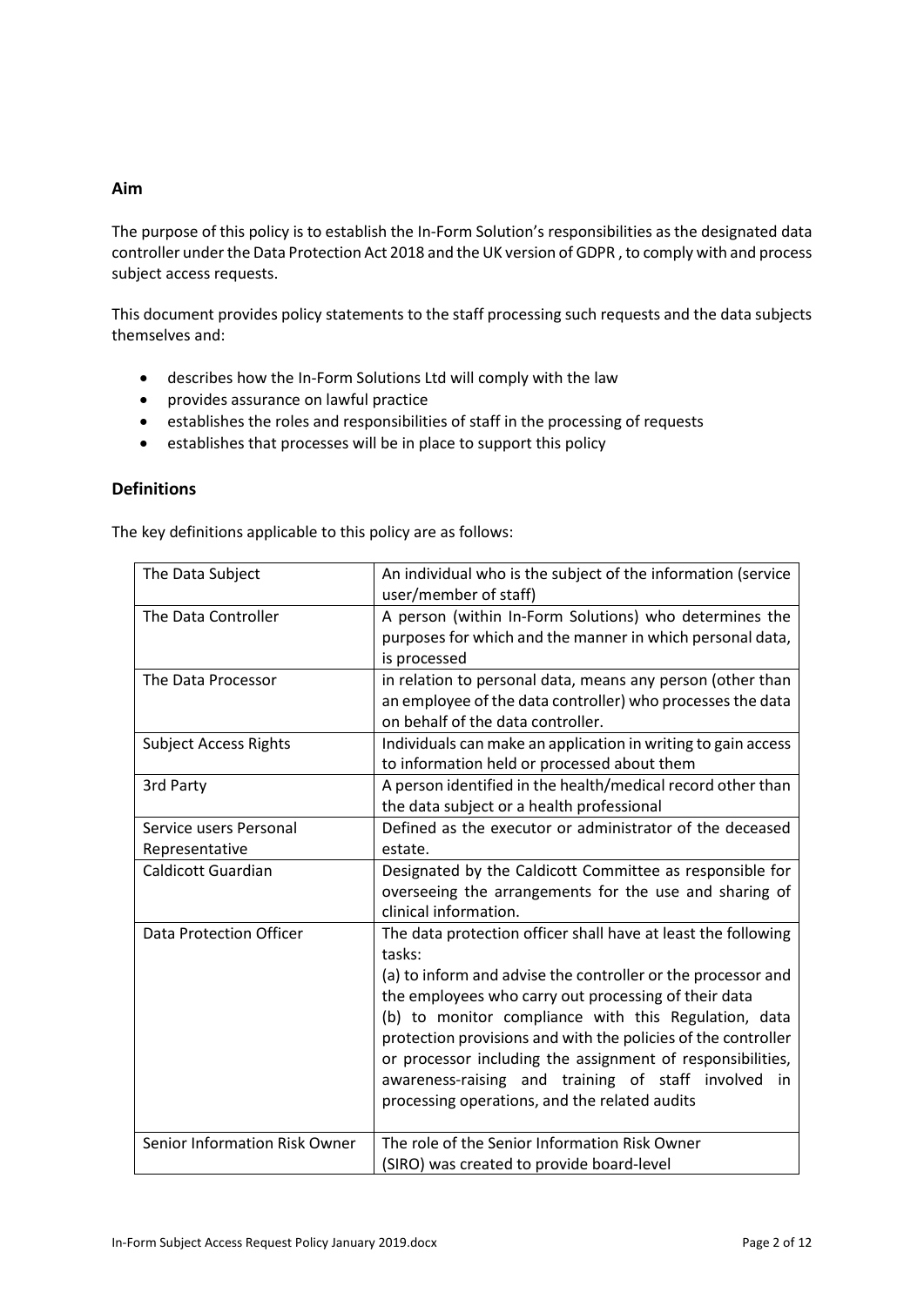## Aim

The purpose of this policy is to establish the In-Form Solution's responsibilities as the designated data controller under the Data Protection Act 2018 and the UK version of GDPR , to comply with and process subject access requests.

This document provides policy statements to the staff processing such requests and the data subjects themselves and:

- describes how the In-Form Solutions Ltd will comply with the law
- provides assurance on lawful practice
- establishes the roles and responsibilities of staff in the processing of requests
- establishes that processes will be in place to support this policy

## Definitions

The key definitions applicable to this policy are as follows:

| | |
|---|---|
| The Data Subject | An individual who is the subject of the information (service user/member of staff) |
| The Data Controller | A person (within In-Form Solutions) who determines the purposes for which and the manner in which personal data, is processed |
| The Data Processor | in relation to personal data, means any person (other than an employee of the data controller) who processes the data on behalf of the data controller. |
| Subject Access Rights | Individuals can make an application in writing to gain access to information held or processed about them |
| 3rd Party | A person identified in the health/medical record other than the data subject or a health professional |
| Service users Personal Representative | Defined as the executor or administrator of the deceased estate. |
| Caldicott Guardian | Designated by the Caldicott Committee as responsible for overseeing the arrangements for the use and sharing of clinical information. |
| Data Protection Officer | The data protection officer shall have at least the following tasks:<br>(a) to inform and advise the controller or the processor and the employees who carry out processing of their data<br>(b) to monitor compliance with this Regulation, data protection provisions and with the policies of the controller or processor including the assignment of responsibilities, awareness-raising and training of staff involved in processing operations, and the related audits |
| Senior Information Risk Owner | The role of the Senior Information Risk Owner (SIRO) was created to provide board-level |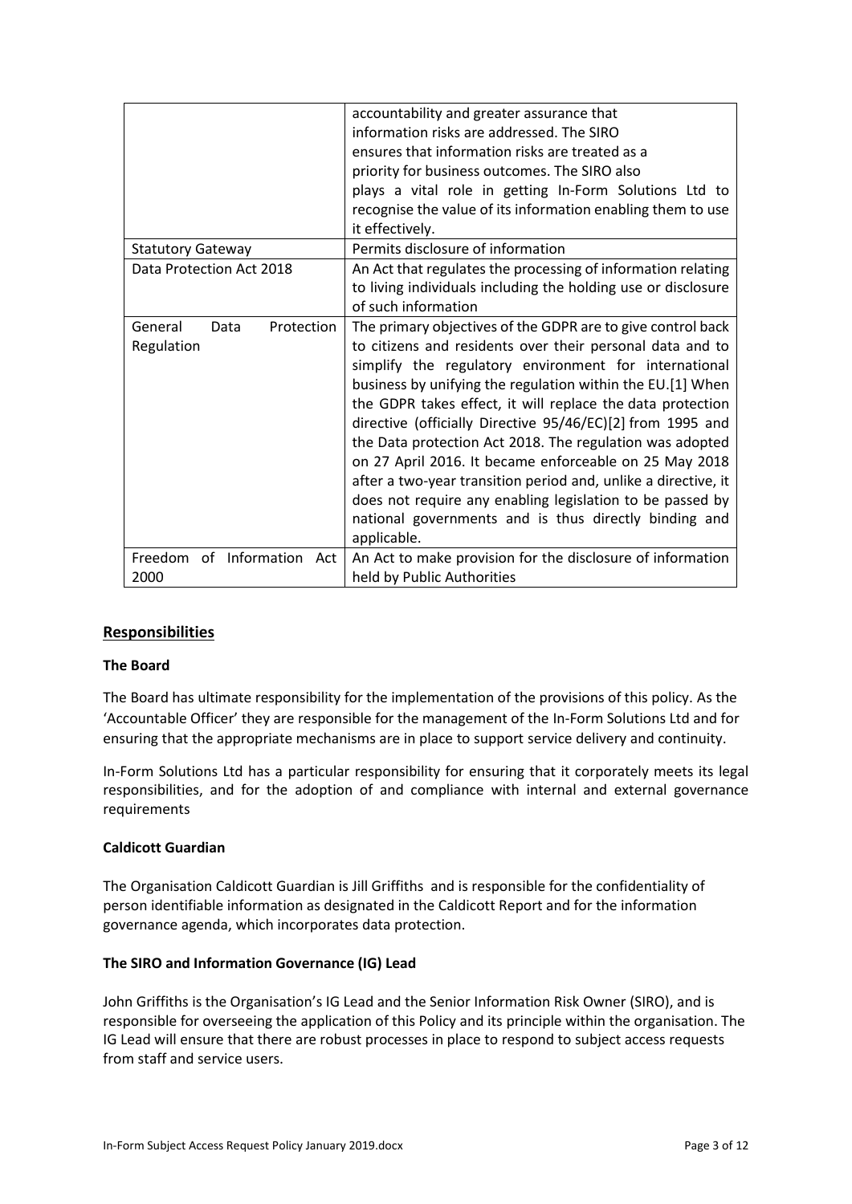|  |  |
| --- | --- |
|  | accountability and greater assurance that information risks are addressed. The SIRO ensures that information risks are treated as a priority for business outcomes. The SIRO also plays a vital role in getting In-Form Solutions Ltd to recognise the value of its information enabling them to use it effectively. |
| Statutory Gateway | Permits disclosure of information |
| Data Protection Act 2018 | An Act that regulates the processing of information relating to living individuals including the holding use or disclosure of such information |
| General Data Protection Regulation | The primary objectives of the GDPR are to give control back to citizens and residents over their personal data and to simplify the regulatory environment for international business by unifying the regulation within the EU.[1] When the GDPR takes effect, it will replace the data protection directive (officially Directive 95/46/EC)[2] from 1995 and the Data protection Act 2018. The regulation was adopted on 27 April 2016. It became enforceable on 25 May 2018 after a two-year transition period and, unlike a directive, it does not require any enabling legislation to be passed by national governments and is thus directly binding and applicable. |
| Freedom of Information Act 2000 | An Act to make provision for the disclosure of information held by Public Authorities |

## Responsibilities

**The Board**

The Board has ultimate responsibility for the implementation of the provisions of this policy. As the 'Accountable Officer' they are responsible for the management of the In-Form Solutions Ltd and for ensuring that the appropriate mechanisms are in place to support service delivery and continuity.

In-Form Solutions Ltd has a particular responsibility for ensuring that it corporately meets its legal responsibilities, and for the adoption of and compliance with internal and external governance requirements

**Caldicott Guardian**

The Organisation Caldicott Guardian is Jill Griffiths and is responsible for the confidentiality of person identifiable information as designated in the Caldicott Report and for the information governance agenda, which incorporates data protection.

**The SIRO and Information Governance (IG) Lead**

John Griffiths is the Organisation's IG Lead and the Senior Information Risk Owner (SIRO), and is responsible for overseeing the application of this Policy and its principle within the organisation. The IG Lead will ensure that there are robust processes in place to respond to subject access requests from staff and service users.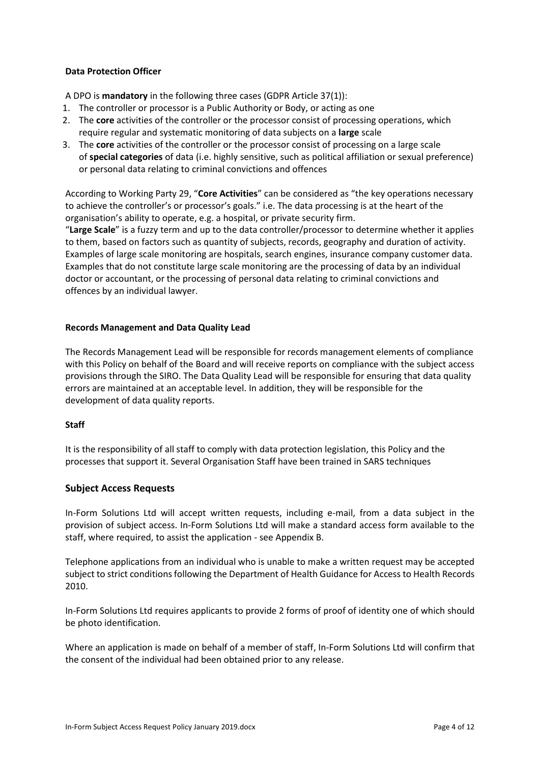**Data Protection Officer**

A DPO is **mandatory** in the following three cases (GDPR Article 37(1)):

1. The controller or processor is a Public Authority or Body, or acting as one
2. The **core** activities of the controller or the processor consist of processing operations, which require regular and systematic monitoring of data subjects on a **large** scale
3. The **core** activities of the controller or the processor consist of processing on a large scale of **special categories** of data (i.e. highly sensitive, such as political affiliation or sexual preference) or personal data relating to criminal convictions and offences

According to Working Party 29, "**Core Activities**" can be considered as "the key operations necessary to achieve the controller's or processor's goals." i.e. The data processing is at the heart of the organisation's ability to operate, e.g. a hospital, or private security firm.

"**Large Scale**" is a fuzzy term and up to the data controller/processor to determine whether it applies to them, based on factors such as quantity of subjects, records, geography and duration of activity. Examples of large scale monitoring are hospitals, search engines, insurance company customer data. Examples that do not constitute large scale monitoring are the processing of data by an individual doctor or accountant, or the processing of personal data relating to criminal convictions and offences by an individual lawyer.

**Records Management and Data Quality Lead**

The Records Management Lead will be responsible for records management elements of compliance with this Policy on behalf of the Board and will receive reports on compliance with the subject access provisions through the SIRO. The Data Quality Lead will be responsible for ensuring that data quality errors are maintained at an acceptable level. In addition, they will be responsible for the development of data quality reports.

**Staff**

It is the responsibility of all staff to comply with data protection legislation, this Policy and the processes that support it. Several Organisation Staff have been trained in SARS techniques

## Subject Access Requests

In-Form Solutions Ltd will accept written requests, including e-mail, from a data subject in the provision of subject access. In-Form Solutions Ltd will make a standard access form available to the staff, where required, to assist the application - see Appendix B.

Telephone applications from an individual who is unable to make a written request may be accepted subject to strict conditions following the Department of Health Guidance for Access to Health Records 2010.

In-Form Solutions Ltd requires applicants to provide 2 forms of proof of identity one of which should be photo identification.

Where an application is made on behalf of a member of staff, In-Form Solutions Ltd will confirm that the consent of the individual had been obtained prior to any release.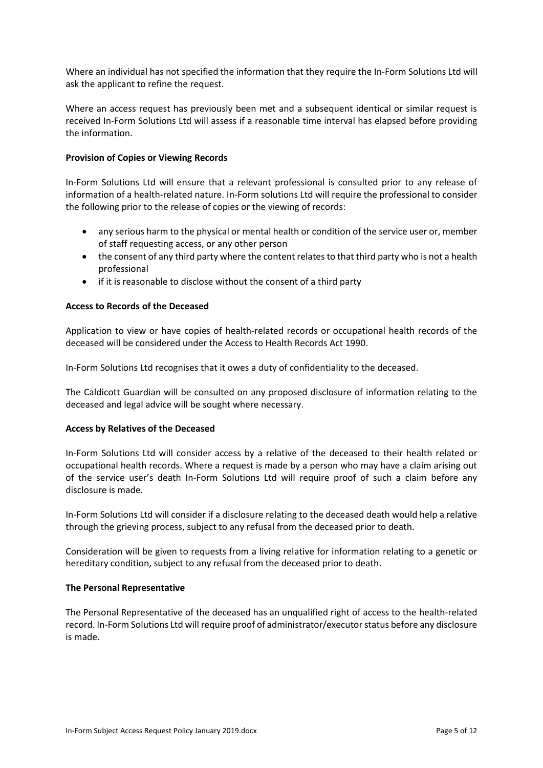Where an individual has not specified the information that they require the In-Form Solutions Ltd will ask the applicant to refine the request.

Where an access request has previously been met and a subsequent identical or similar request is received In-Form Solutions Ltd will assess if a reasonable time interval has elapsed before providing the information.

**Provision of Copies or Viewing Records**

In-Form Solutions Ltd will ensure that a relevant professional is consulted prior to any release of information of a health-related nature. In-Form solutions Ltd will require the professional to consider the following prior to the release of copies or the viewing of records:

- any serious harm to the physical or mental health or condition of the service user or, member of staff requesting access, or any other person
- the consent of any third party where the content relates to that third party who is not a health professional
- if it is reasonable to disclose without the consent of a third party

**Access to Records of the Deceased**

Application to view or have copies of health-related records or occupational health records of the deceased will be considered under the Access to Health Records Act 1990.

In-Form Solutions Ltd recognises that it owes a duty of confidentiality to the deceased.

The Caldicott Guardian will be consulted on any proposed disclosure of information relating to the deceased and legal advice will be sought where necessary.

**Access by Relatives of the Deceased**

In-Form Solutions Ltd will consider access by a relative of the deceased to their health related or occupational health records. Where a request is made by a person who may have a claim arising out of the service user's death In-Form Solutions Ltd will require proof of such a claim before any disclosure is made.

In-Form Solutions Ltd will consider if a disclosure relating to the deceased death would help a relative through the grieving process, subject to any refusal from the deceased prior to death.

Consideration will be given to requests from a living relative for information relating to a genetic or hereditary condition, subject to any refusal from the deceased prior to death.

**The Personal Representative**

The Personal Representative of the deceased has an unqualified right of access to the health-related record. In-Form Solutions Ltd will require proof of administrator/executor status before any disclosure is made.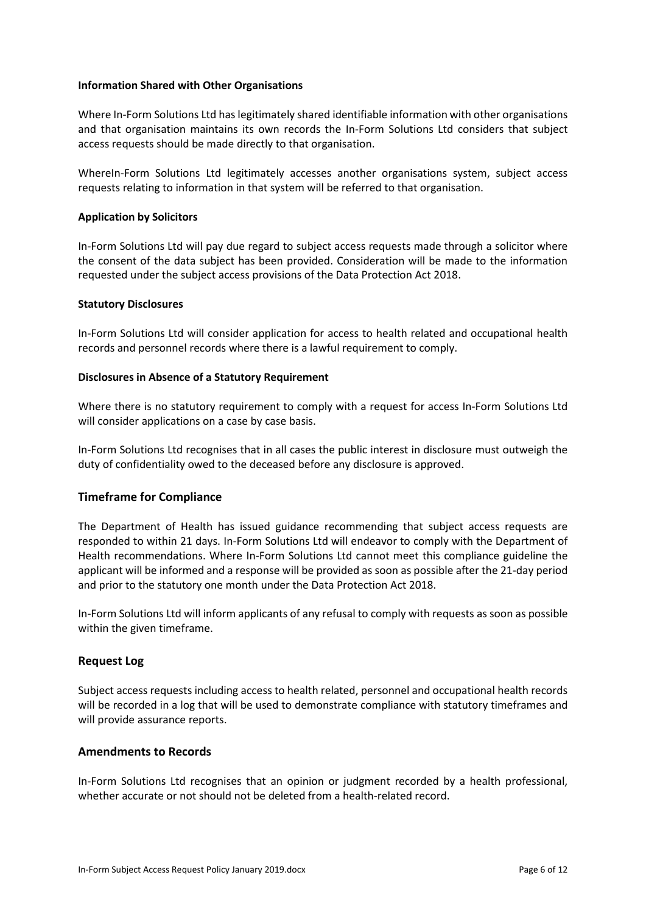**Information Shared with Other Organisations**

Where In-Form Solutions Ltd has legitimately shared identifiable information with other organisations and that organisation maintains its own records the In-Form Solutions Ltd considers that subject access requests should be made directly to that organisation.

WhereIn-Form Solutions Ltd legitimately accesses another organisations system, subject access requests relating to information in that system will be referred to that organisation.

**Application by Solicitors**

In-Form Solutions Ltd will pay due regard to subject access requests made through a solicitor where the consent of the data subject has been provided. Consideration will be made to the information requested under the subject access provisions of the Data Protection Act 2018.

**Statutory Disclosures**

In-Form Solutions Ltd will consider application for access to health related and occupational health records and personnel records where there is a lawful requirement to comply.

**Disclosures in Absence of a Statutory Requirement**

Where there is no statutory requirement to comply with a request for access In-Form Solutions Ltd will consider applications on a case by case basis.

In-Form Solutions Ltd recognises that in all cases the public interest in disclosure must outweigh the duty of confidentiality owed to the deceased before any disclosure is approved.

## Timeframe for Compliance

The Department of Health has issued guidance recommending that subject access requests are responded to within 21 days. In-Form Solutions Ltd will endeavor to comply with the Department of Health recommendations. Where In-Form Solutions Ltd cannot meet this compliance guideline the applicant will be informed and a response will be provided as soon as possible after the 21-day period and prior to the statutory one month under the Data Protection Act 2018.

In-Form Solutions Ltd will inform applicants of any refusal to comply with requests as soon as possible within the given timeframe.

## Request Log

Subject access requests including access to health related, personnel and occupational health records will be recorded in a log that will be used to demonstrate compliance with statutory timeframes and will provide assurance reports.

## Amendments to Records

In-Form Solutions Ltd recognises that an opinion or judgment recorded by a health professional, whether accurate or not should not be deleted from a health-related record.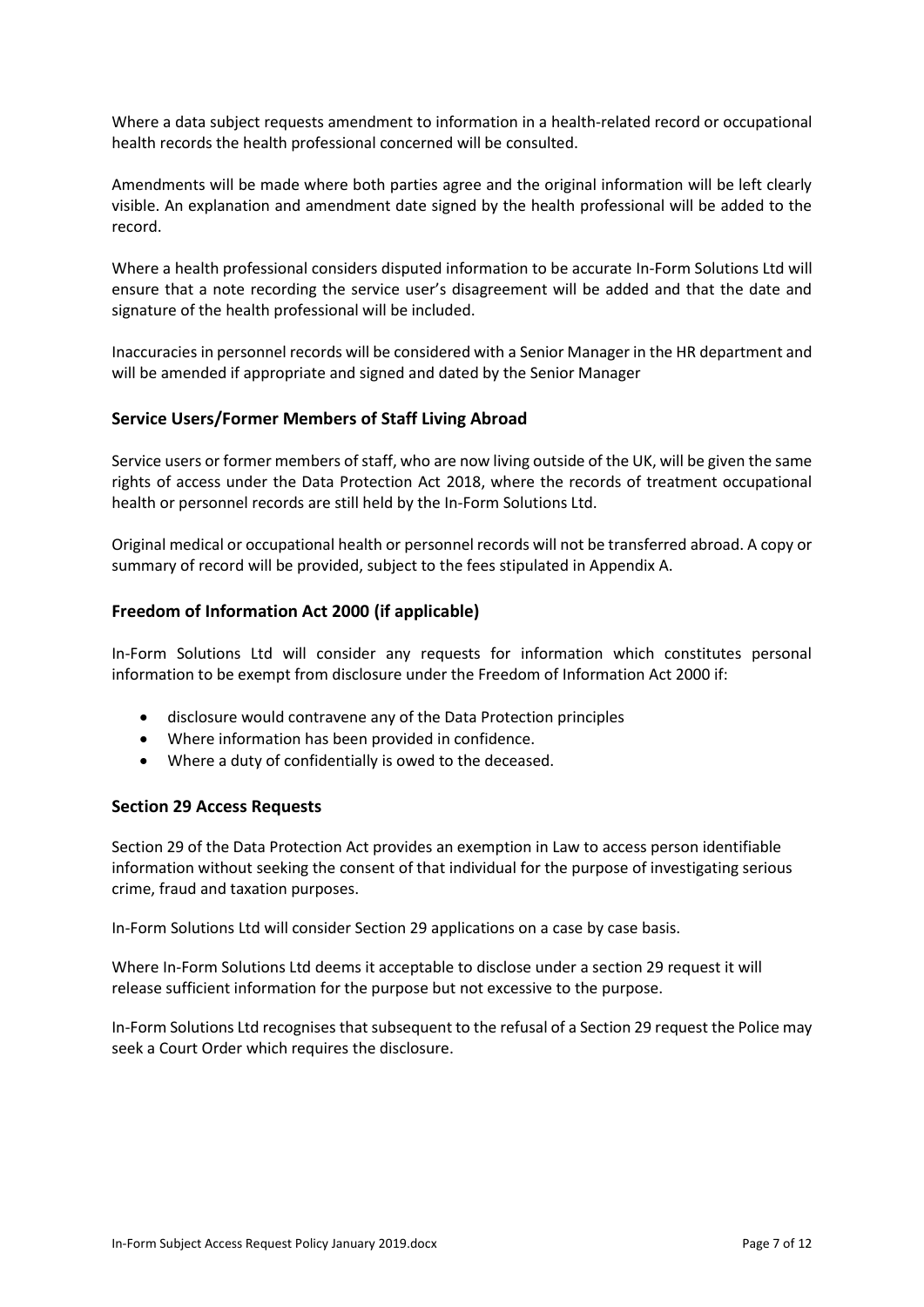Where a data subject requests amendment to information in a health-related record or occupational health records the health professional concerned will be consulted.

Amendments will be made where both parties agree and the original information will be left clearly visible. An explanation and amendment date signed by the health professional will be added to the record.

Where a health professional considers disputed information to be accurate In-Form Solutions Ltd will ensure that a note recording the service user's disagreement will be added and that the date and signature of the health professional will be included.

Inaccuracies in personnel records will be considered with a Senior Manager in the HR department and will be amended if appropriate and signed and dated by the Senior Manager

## Service Users/Former Members of Staff Living Abroad

Service users or former members of staff, who are now living outside of the UK, will be given the same rights of access under the Data Protection Act 2018, where the records of treatment occupational health or personnel records are still held by the In-Form Solutions Ltd.

Original medical or occupational health or personnel records will not be transferred abroad. A copy or summary of record will be provided, subject to the fees stipulated in Appendix A.

## Freedom of Information Act 2000 (if applicable)

In-Form Solutions Ltd will consider any requests for information which constitutes personal information to be exempt from disclosure under the Freedom of Information Act 2000 if:

- disclosure would contravene any of the Data Protection principles
- Where information has been provided in confidence.
- Where a duty of confidentially is owed to the deceased.

## Section 29 Access Requests

Section 29 of the Data Protection Act provides an exemption in Law to access person identifiable information without seeking the consent of that individual for the purpose of investigating serious crime, fraud and taxation purposes.

In-Form Solutions Ltd will consider Section 29 applications on a case by case basis.

Where In-Form Solutions Ltd deems it acceptable to disclose under a section 29 request it will release sufficient information for the purpose but not excessive to the purpose.

In-Form Solutions Ltd recognises that subsequent to the refusal of a Section 29 request the Police may seek a Court Order which requires the disclosure.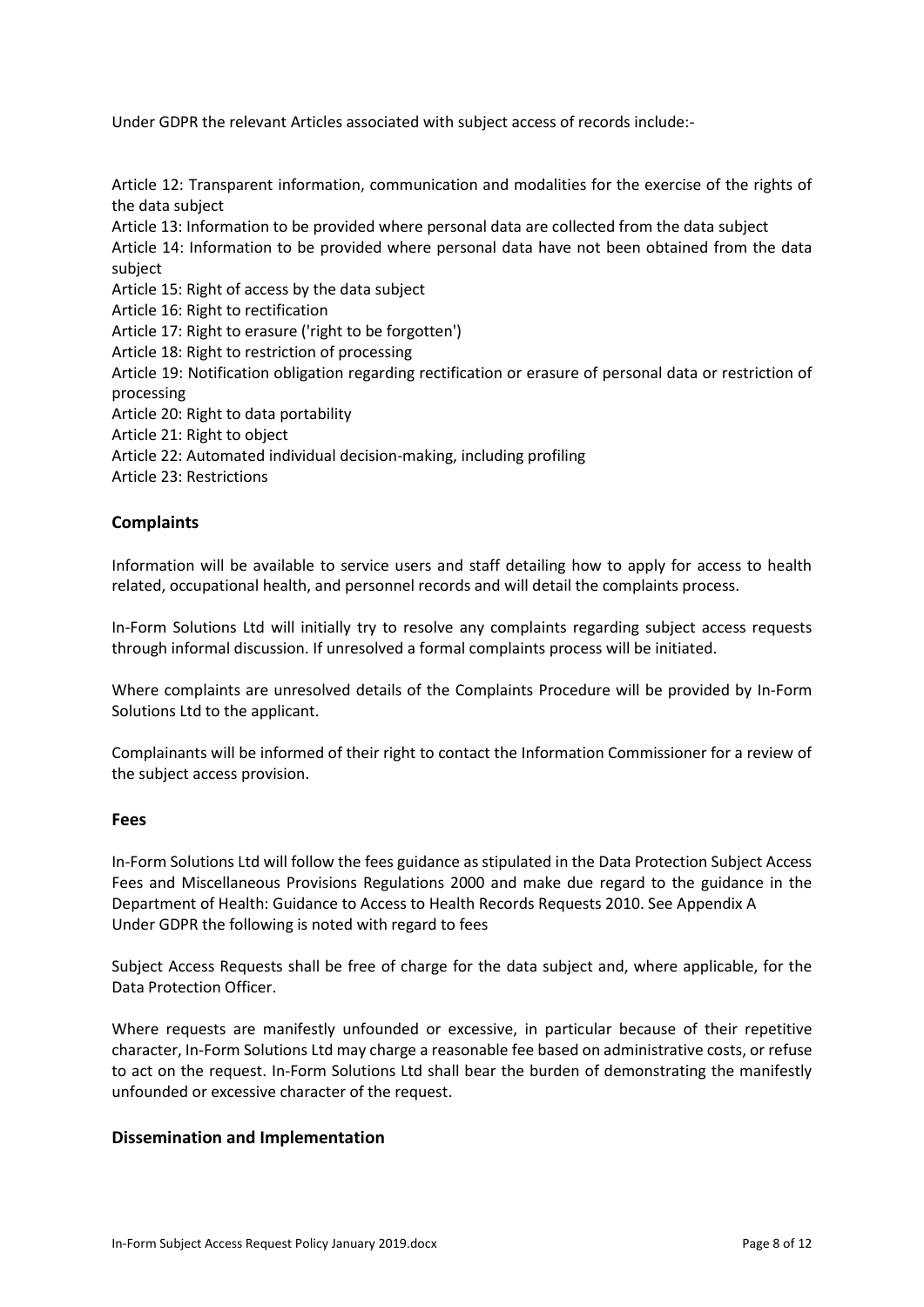Under GDPR the relevant Articles associated with subject access of records include:-

Article 12: Transparent information, communication and modalities for the exercise of the rights of the data subject
Article 13: Information to be provided where personal data are collected from the data subject
Article 14: Information to be provided where personal data have not been obtained from the data subject
Article 15: Right of access by the data subject
Article 16: Right to rectification
Article 17: Right to erasure ('right to be forgotten')
Article 18: Right to restriction of processing
Article 19: Notification obligation regarding rectification or erasure of personal data or restriction of processing
Article 20: Right to data portability
Article 21: Right to object
Article 22: Automated individual decision-making, including profiling
Article 23: Restrictions

## Complaints

Information will be available to service users and staff detailing how to apply for access to health related, occupational health, and personnel records and will detail the complaints process.

In-Form Solutions Ltd will initially try to resolve any complaints regarding subject access requests through informal discussion. If unresolved a formal complaints process will be initiated.

Where complaints are unresolved details of the Complaints Procedure will be provided by In-Form Solutions Ltd to the applicant.

Complainants will be informed of their right to contact the Information Commissioner for a review of the subject access provision.

## Fees

In-Form Solutions Ltd will follow the fees guidance as stipulated in the Data Protection Subject Access Fees and Miscellaneous Provisions Regulations 2000 and make due regard to the guidance in the Department of Health: Guidance to Access to Health Records Requests 2010. See Appendix A
Under GDPR the following is noted with regard to fees

Subject Access Requests shall be free of charge for the data subject and, where applicable, for the Data Protection Officer.

Where requests are manifestly unfounded or excessive, in particular because of their repetitive character, In-Form Solutions Ltd may charge a reasonable fee based on administrative costs, or refuse to act on the request. In-Form Solutions Ltd shall bear the burden of demonstrating the manifestly unfounded or excessive character of the request.

## Dissemination and Implementation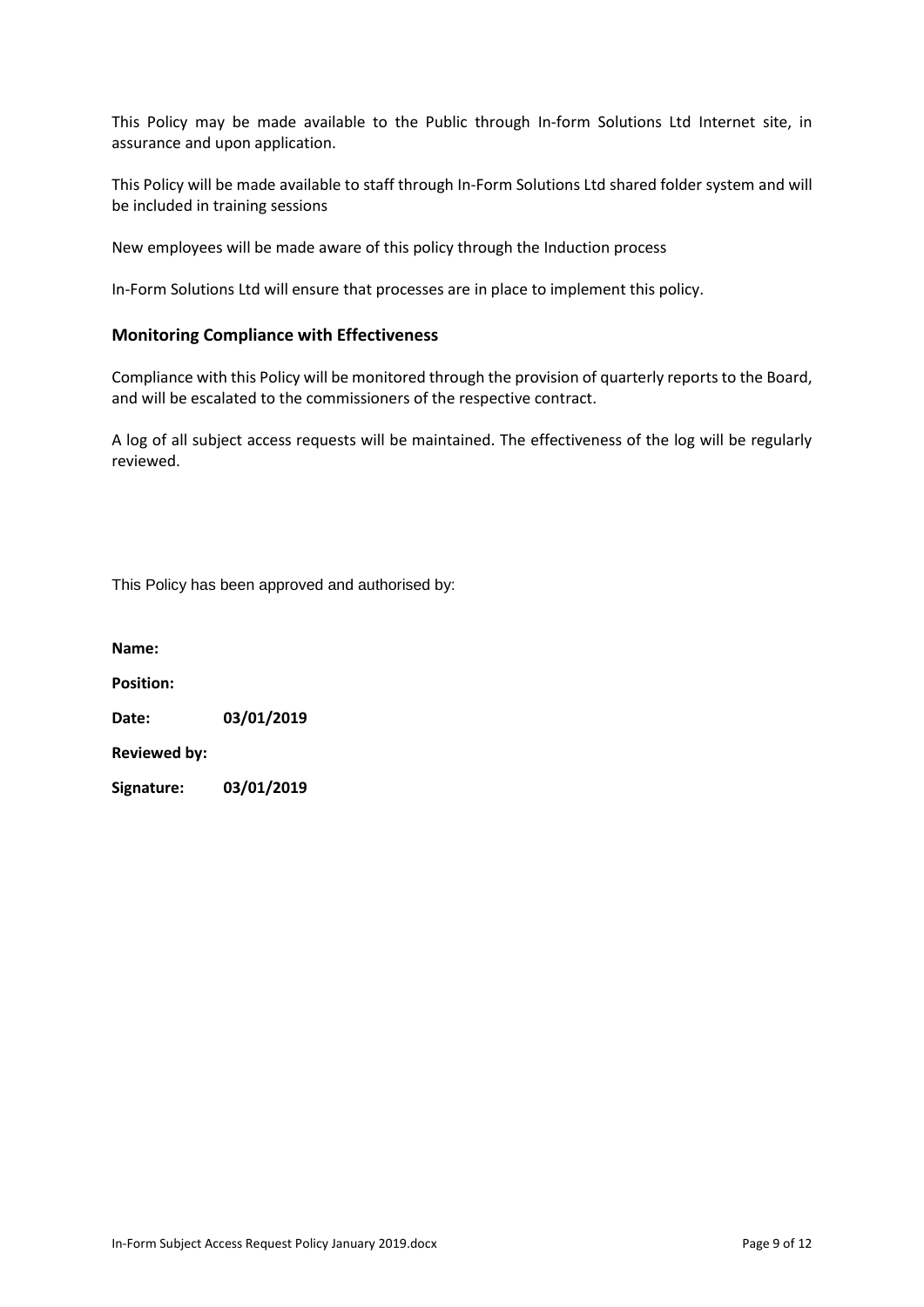This Policy may be made available to the Public through In-form Solutions Ltd Internet site, in assurance and upon application.

This Policy will be made available to staff through In-Form Solutions Ltd shared folder system and will be included in training sessions

New employees will be made aware of this policy through the Induction process

In-Form Solutions Ltd will ensure that processes are in place to implement this policy.

### Monitoring Compliance with Effectiveness

Compliance with this Policy will be monitored through the provision of quarterly reports to the Board, and will be escalated to the commissioners of the respective contract.

A log of all subject access requests will be maintained. The effectiveness of the log will be regularly reviewed.

This Policy has been approved and authorised by:

**Name:**

**Position:**

**Date:** **03/01/2019**

**Reviewed by:**

**Signature:** **03/01/2019**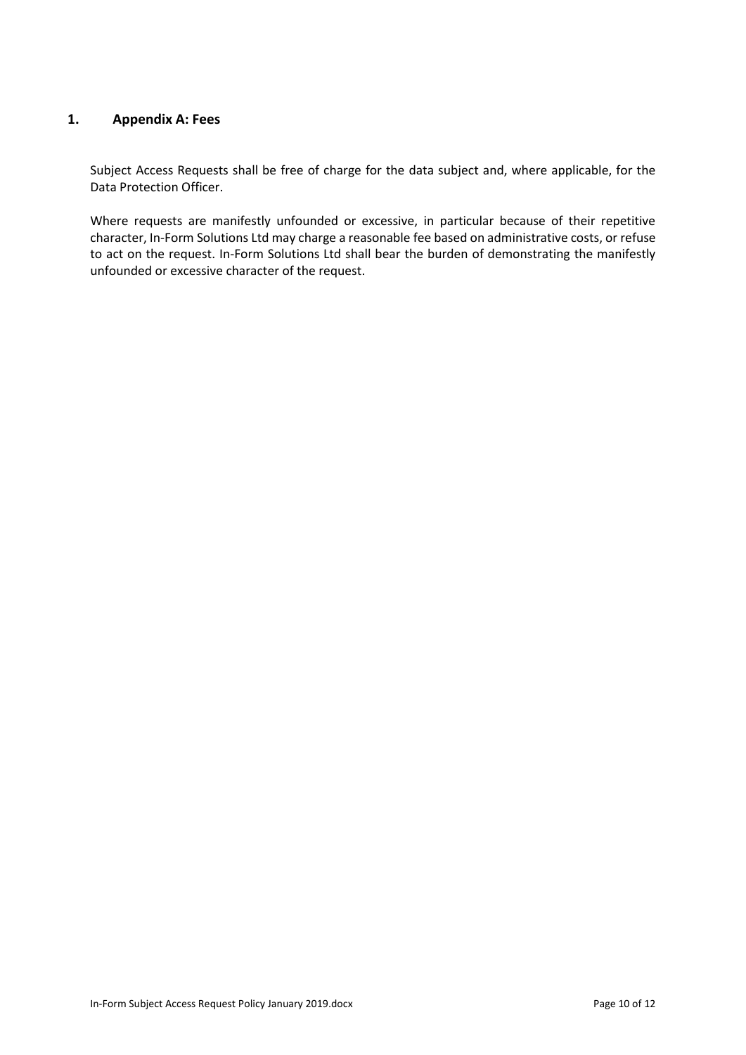# 1. Appendix A: Fees

Subject Access Requests shall be free of charge for the data subject and, where applicable, for the Data Protection Officer.

Where requests are manifestly unfounded or excessive, in particular because of their repetitive character, In-Form Solutions Ltd may charge a reasonable fee based on administrative costs, or refuse to act on the request. In-Form Solutions Ltd shall bear the burden of demonstrating the manifestly unfounded or excessive character of the request.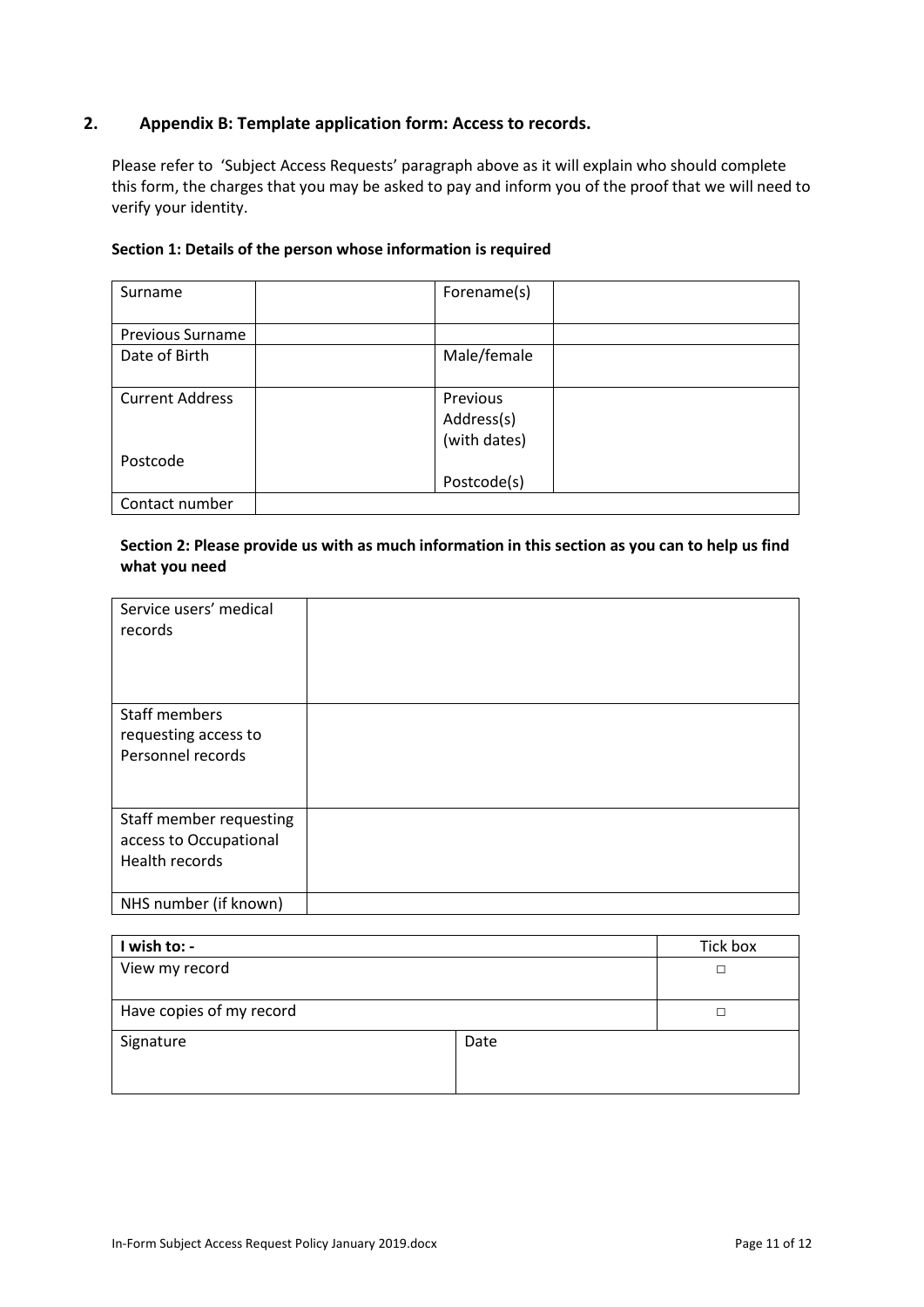## 2. Appendix B: Template application form: Access to records.

Please refer to 'Subject Access Requests' paragraph above as it will explain who should complete this form, the charges that you may be asked to pay and inform you of the proof that we will need to verify your identity.

**Section 1: Details of the person whose information is required**

| Surname | | Forename(s) | |
|---|---|---|---|
| Previous Surname | | | |
| Date of Birth | | Male/female | |
| Current Address<br><br>Postcode | | Previous Address(s) (with dates)<br><br>Postcode(s) | |
| Contact number | | | |

**Section 2: Please provide us with as much information in this section as you can to help us find what you need**

| | |
|---|---|
| Service users' medical records | |
| Staff members requesting access to Personnel records | |
| Staff member requesting access to Occupational Health records | |
| NHS number (if known) | |

| **I wish to: -** | | Tick box |
|---|---|---|
| View my record | | □ |
| Have copies of my record | | □ |
| Signature | Date | |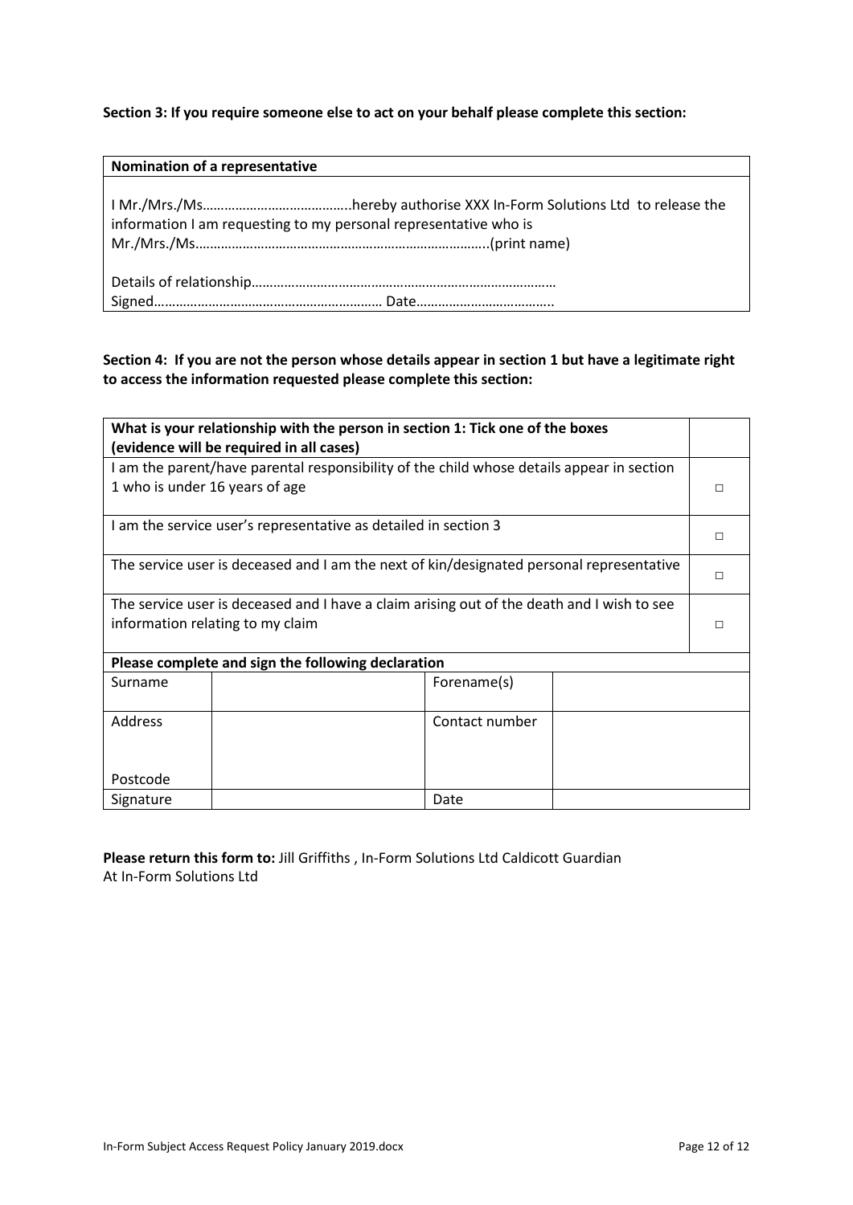**Section 3: If you require someone else to act on your behalf please complete this section:**

| **Nomination of a representative** |
|---|
| I Mr./Mrs./Ms…………………………………..hereby authorise XXX In-Form Solutions Ltd to release the information I am requesting to my personal representative who is Mr./Mrs./Ms……………………………………………………………………..(print name)<br><br>Details of relationship………………………………………………………………………<br>Signed……………………………………………………… Date……………………………….. |

**Section 4: If you are not the person whose details appear in section 1 but have a legitimate right to access the information requested please complete this section:**

| **What is your relationship with the person in section 1: Tick one of the boxes (evidence will be required in all cases)** | |
|---|---|
| I am the parent/have parental responsibility of the child whose details appear in section 1 who is under 16 years of age | □ |
| I am the service user's representative as detailed in section 3 | □ |
| The service user is deceased and I am the next of kin/designated personal representative | □ |
| The service user is deceased and I have a claim arising out of the death and I wish to see information relating to my claim | □ |

| **Please complete and sign the following declaration** | | | |
|---|---|---|---|
| Surname | | Forename(s) | |
| Address<br><br><br>Postcode | | Contact number | |
| Signature | | Date | |

**Please return this form to:** Jill Griffiths , In-Form Solutions Ltd Caldicott Guardian
At In-Form Solutions Ltd